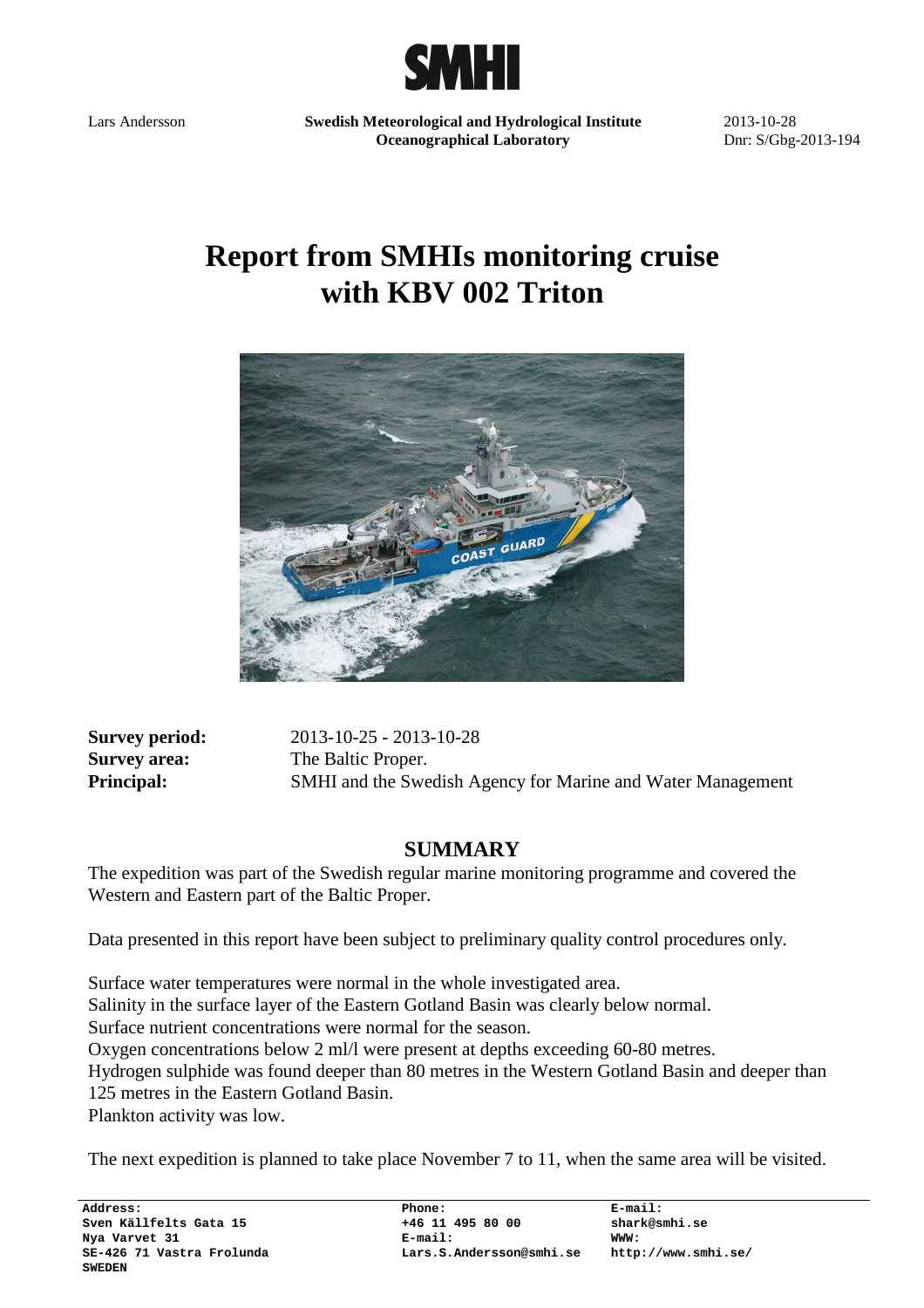SMHI

Lars Andersson

**Swedish Meteorological and Hydrological Institute**
**Oceanographical Laboratory**

2013-10-28
Dnr: S/Gbg-2013-194

# Report from SMHIs monitoring cruise with KBV 002 Triton

**Survey period:** 2013-10-25 - 2013-10-28
**Survey area:** The Baltic Proper.
**Principal:** SMHI and the Swedish Agency for Marine and Water Management

## SUMMARY

The expedition was part of the Swedish regular marine monitoring programme and covered the Western and Eastern part of the Baltic Proper.

Data presented in this report have been subject to preliminary quality control procedures only.

Surface water temperatures were normal in the whole investigated area.
Salinity in the surface layer of the Eastern Gotland Basin was clearly below normal.
Surface nutrient concentrations were normal for the season.
Oxygen concentrations below 2 ml/l were present at depths exceeding 60-80 metres.
Hydrogen sulphide was found deeper than 80 metres in the Western Gotland Basin and deeper than 125 metres in the Eastern Gotland Basin.
Plankton activity was low.

The next expedition is planned to take place November 7 to 11, when the same area will be visited.

**Address:**
**Sven Källfelts Gata 15**
**Nya Varvet 31**
**SE-426 71 Vastra Frolunda**
**SWEDEN**

**Phone:**
**+46 11 495 80 00**
**E-mail:**
**Lars.S.Andersson@smhi.se**

**E-mail:**
**shark@smhi.se**
**WWW:**
**http://www.smhi.se/**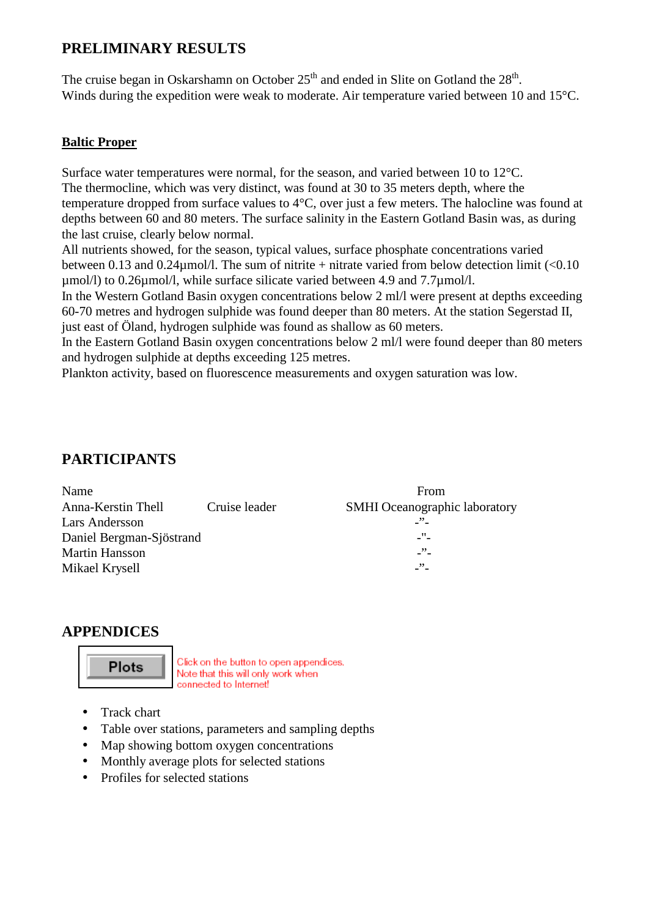## PRELIMINARY RESULTS

The cruise began in Oskarshamn on October 25th and ended in Slite on Gotland the 28th.
Winds during the expedition were weak to moderate. Air temperature varied between 10 and 15°C.

**Baltic Proper**

Surface water temperatures were normal, for the season, and varied between 10 to 12°C.
The thermocline, which was very distinct, was found at 30 to 35 meters depth, where the temperature dropped from surface values to 4°C, over just a few meters. The halocline was found at depths between 60 and 80 meters. The surface salinity in the Eastern Gotland Basin was, as during the last cruise, clearly below normal.
All nutrients showed, for the season, typical values, surface phosphate concentrations varied between 0.13 and 0.24µmol/l. The sum of nitrite + nitrate varied from below detection limit (<0.10 µmol/l) to 0.26µmol/l, while surface silicate varied between 4.9 and 7.7µmol/l.
In the Western Gotland Basin oxygen concentrations below 2 ml/l were present at depths exceeding 60-70 metres and hydrogen sulphide was found deeper than 80 meters. At the station Segerstad II, just east of Öland, hydrogen sulphide was found as shallow as 60 meters.
In the Eastern Gotland Basin oxygen concentrations below 2 ml/l were found deeper than 80 meters and hydrogen sulphide at depths exceeding 125 metres.
Plankton activity, based on fluorescence measurements and oxygen saturation was low.

## PARTICIPANTS

| Name | | From |
|---|---|---|
| Anna-Kerstin Thell | Cruise leader | SMHI Oceanographic laboratory |
| Lars Andersson | | -”- |
| Daniel Bergman-Sjöstrand | | -"- |
| Martin Hansson | | -”- |
| Mikael Krysell | | -”- |

## APPENDICES

Plots

Click on the button to open appendices.
Note that this will only work when connected to Internet!

- Track chart
- Table over stations, parameters and sampling depths
- Map showing bottom oxygen concentrations
- Monthly average plots for selected stations
- Profiles for selected stations